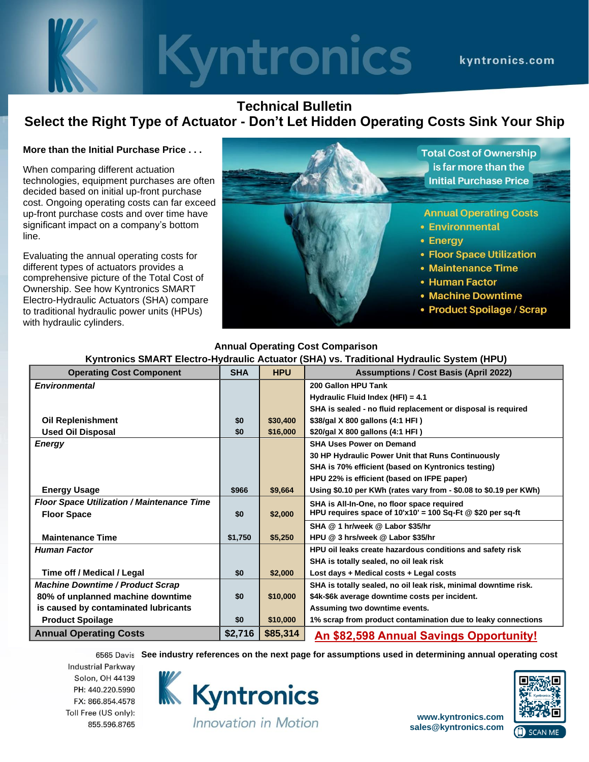# Technical Bulletin

## Select the Right Type of Actuator - Don't Let Hidden Operating Costs Sink Your Ship

**More than the Initial Purchase Price . . .**

When comparing different actuation technologies, equipment purchases are often decided based on initial up-front purchase cost. Ongoing operating costs can far exceed up-front purchase costs and over time have significant impact on a company's bottom line.

Evaluating the annual operating costs for different types of actuators provides a comprehensive picture of the Total Cost of Ownership. See how Kyntronics SMART Electro-Hydraulic Actuators (SHA) compare to traditional hydraulic power units (HPUs) with hydraulic cylinders.

Total Cost of Ownership is far more than the Initial Purchase Price

Annual Operating Costs
- Environmental
- Energy
- Floor Space Utilization
- Maintenance Time
- Human Factor
- Machine Downtime
- Product Spoilage / Scrap

**Annual Operating Cost Comparison**

**Kyntronics SMART Electro-Hydraulic Actuator (SHA) vs. Traditional Hydraulic System (HPU)**

| Operating Cost Component | SHA | HPU | Assumptions / Cost Basis (April 2022) |
|---|---|---|---|
| ***Environmental*** | | | 200 Gallon HPU Tank<br>Hydraulic Fluid Index (HFI) = 4.1<br>SHA is sealed - no fluid replacement or disposal is required |
| **Oil Replenishment** | $0 | $30,400 | $38/gal X 800 gallons (4:1 HFI ) |
| **Used Oil Disposal** | $0 | $16,000 | $20/gal X 800 gallons (4:1 HFI ) |
| ***Energy*** | | | SHA Uses Power on Demand<br>30 HP Hydraulic Power Unit that Runs Continuously<br>SHA is 70% efficient (based on Kyntronics testing)<br>HPU 22% is efficient (based on IFPE paper) |
| **Energy Usage** | $966 | $9,664 | Using $0.10 per KWh (rates vary from - $0.08 to $0.19 per KWh) |
| ***Floor Space Utilization / Maintenance Time*** | | | |
| **Floor Space** | $0 | $2,000 | SHA is All-In-One, no floor space required<br>HPU requires space of 10'x10' = 100 Sq-Ft @ $20 per sq-ft |
| **Maintenance Time** | $1,750 | $5,250 | SHA @ 1 hr/week @ Labor $35/hr<br>HPU @ 3 hrs/week @ Labor $35/hr |
| ***Human Factor*** | | | HPU oil leaks create hazardous conditions and safety risk<br>SHA is totally sealed, no oil leak risk |
| **Time off / Medical / Legal** | $0 | $2,000 | Lost days + Medical costs + Legal costs |
| ***Machine Downtime / Product Scrap*** | | | SHA is totally sealed, no oil leak risk, minimal downtime risk. |
| **80% of unplanned machine downtime is caused by contaminated lubricants** | $0 | $10,000 | $4k-$6k average downtime costs per incident.<br>Assuming two downtime events. |
| **Product Spoilage** | $0 | $10,000 | 1% scrap from product contamination due to leaky connections |
| **Annual Operating Costs** | **$2,716** | **$85,314** | **An $82,598 Annual Savings Opportunity!** |

**See industry references on the next page for assumptions used in determining annual operating cost**

6565 Davis Industrial Parkway
Solon, OH 44139
PH: 440.220.5990
FX: 866.854.4578
Toll Free (US only): 855.596.8765

Kyntronics
Innovation in Motion

www.kyntronics.com
sales@kyntronics.com

SCAN ME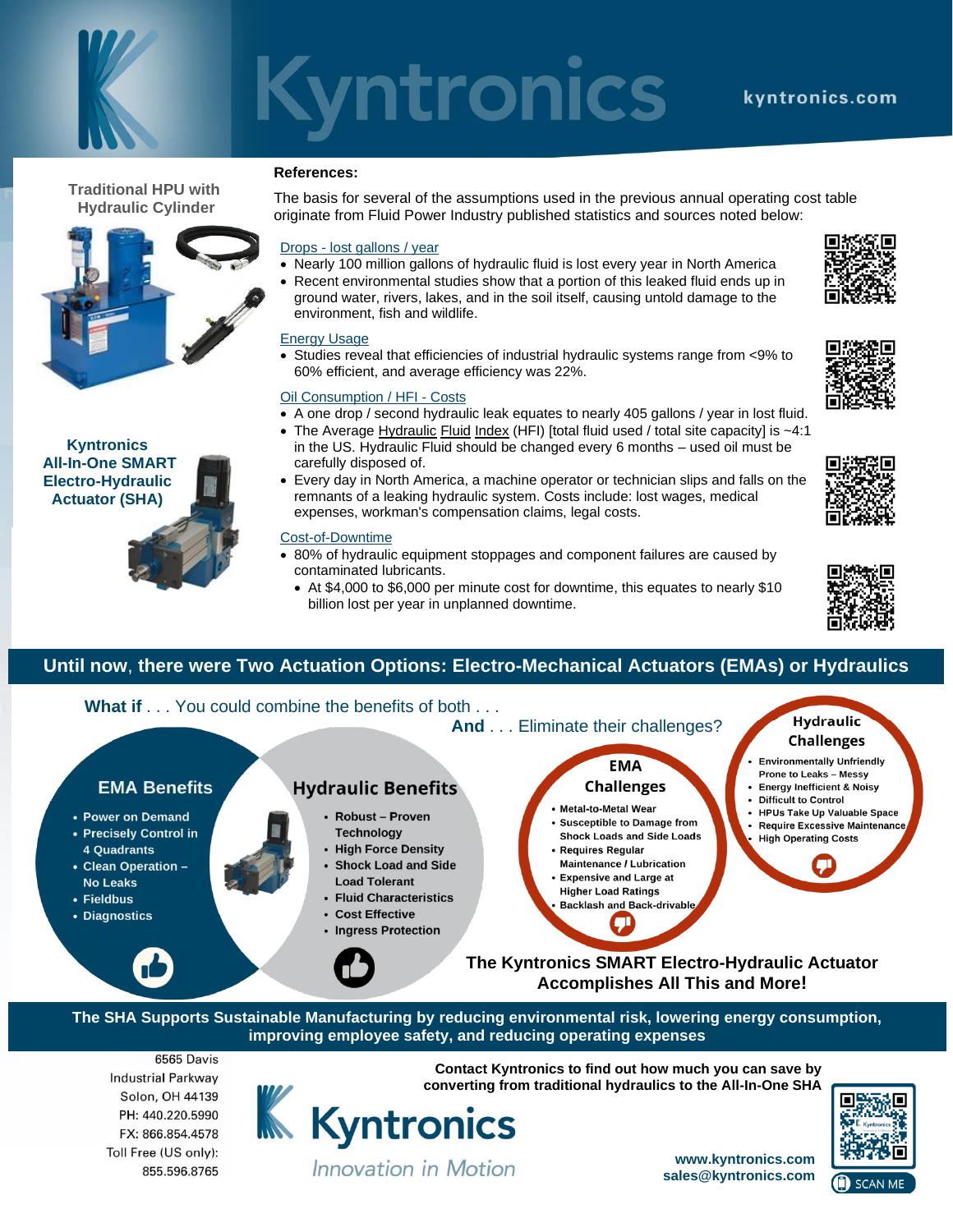# Kyntronics

kyntronics.com

Traditional HPU with Hydraulic Cylinder

Kyntronics All-In-One SMART Electro-Hydraulic Actuator (SHA)

**References:**

The basis for several of the assumptions used in the previous annual operating cost table originate from Fluid Power Industry published statistics and sources noted below:

Drops - lost gallons / year

- Nearly 100 million gallons of hydraulic fluid is lost every year in North America
- Recent environmental studies show that a portion of this leaked fluid ends up in ground water, rivers, lakes, and in the soil itself, causing untold damage to the environment, fish and wildlife.

Energy Usage

- Studies reveal that efficiencies of industrial hydraulic systems range from <9% to 60% efficient, and average efficiency was 22%.

Oil Consumption / HFI - Costs

- A one drop / second hydraulic leak equates to nearly 405 gallons / year in lost fluid.
- The Average Hydraulic Fluid Index (HFI) [total fluid used / total site capacity] is ~4:1 in the US. Hydraulic Fluid should be changed every 6 months – used oil must be carefully disposed of.
- Every day in North America, a machine operator or technician slips and falls on the remnants of a leaking hydraulic system. Costs include: lost wages, medical expenses, workman's compensation claims, legal costs.

Cost-of-Downtime

- 80% of hydraulic equipment stoppages and component failures are caused by contaminated lubricants.
  - At $4,000 to $6,000 per minute cost for downtime, this equates to nearly $10 billion lost per year in unplanned downtime.

## Until now, there were Two Actuation Options: Electro-Mechanical Actuators (EMAs) or Hydraulics

**What if** . . . You could combine the benefits of both . . .

**And** . . . Eliminate their challenges?

### EMA Benefits

- Power on Demand
- Precisely Control in 4 Quadrants
- Clean Operation – No Leaks
- Fieldbus
- Diagnostics

### Hydraulic Benefits

- Robust – Proven Technology
- High Force Density
- Shock Load and Side Load Tolerant
- Fluid Characteristics
- Cost Effective
- Ingress Protection

### EMA Challenges

- Metal-to-Metal Wear
- Susceptible to Damage from Shock Loads and Side Loads
- Requires Regular Maintenance / Lubrication
- Expensive and Large at Higher Load Ratings
- Backlash and Back-drivable

### Hydraulic Challenges

- Environmentally Unfriendly Prone to Leaks – Messy
- Energy Inefficient & Noisy
- Difficult to Control
- HPUs Take Up Valuable Space
- Require Excessive Maintenance
- High Operating Costs

**The Kyntronics SMART Electro-Hydraulic Actuator Accomplishes All This and More!**

**The SHA Supports Sustainable Manufacturing by reducing environmental risk, lowering energy consumption, improving employee safety, and reducing operating expenses**

6565 Davis Industrial Parkway
Solon, OH 44139
PH: 440.220.5990
FX: 866.854.4578
Toll Free (US only): 855.596.8765

Kyntronics
*Innovation in Motion*

**Contact Kyntronics to find out how much you can save by converting from traditional hydraulics to the All-In-One SHA**

**www.kyntronics.com**
**sales@kyntronics.com**

SCAN ME